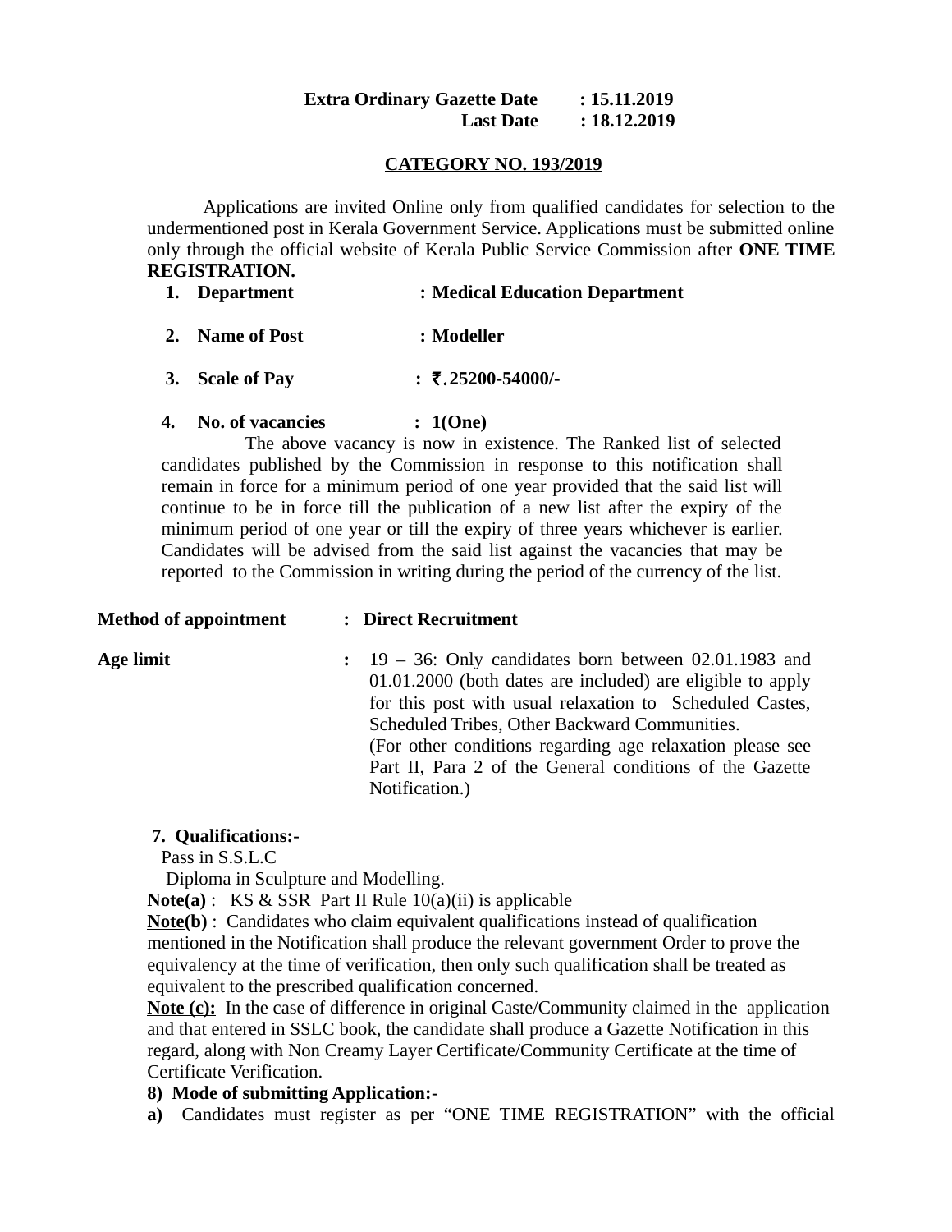**Extra Ordinary Gazette Date : 15.11.2019**
**Last Date : 18.12.2019**

## CATEGORY NO. 193/2019

Applications are invited Online only from qualified candidates for selection to the undermentioned post in Kerala Government Service. Applications must be submitted online only through the official website of Kerala Public Service Commission after **ONE TIME REGISTRATION.**

1. **Department : Medical Education Department**

2. **Name of Post : Modeller**

3. **Scale of Pay : ₹.25200-54000/-**

4. **No. of vacancies : 1(One)**

   The above vacancy is now in existence. The Ranked list of selected candidates published by the Commission in response to this notification shall remain in force for a minimum period of one year provided that the said list will continue to be in force till the publication of a new list after the expiry of the minimum period of one year or till the expiry of three years whichever is earlier. Candidates will be advised from the said list against the vacancies that may be reported to the Commission in writing during the period of the currency of the list.

**Method of appointment : Direct Recruitment**

**Age limit :** 19 – 36: Only candidates born between 02.01.1983 and 01.01.2000 (both dates are included) are eligible to apply for this post with usual relaxation to Scheduled Castes, Scheduled Tribes, Other Backward Communities.
(For other conditions regarding age relaxation please see Part II, Para 2 of the General conditions of the Gazette Notification.)

**7. Qualifications:-**

Pass in S.S.L.C

Diploma in Sculpture and Modelling.

**Note(a)** : KS & SSR Part II Rule 10(a)(ii) is applicable

**Note(b)** : Candidates who claim equivalent qualifications instead of qualification mentioned in the Notification shall produce the relevant government Order to prove the equivalency at the time of verification, then only such qualification shall be treated as equivalent to the prescribed qualification concerned.

**Note (c):** In the case of difference in original Caste/Community claimed in the application and that entered in SSLC book, the candidate shall produce a Gazette Notification in this regard, along with Non Creamy Layer Certificate/Community Certificate at the time of Certificate Verification.

**8) Mode of submitting Application:-**

**a)** Candidates must register as per "ONE TIME REGISTRATION" with the official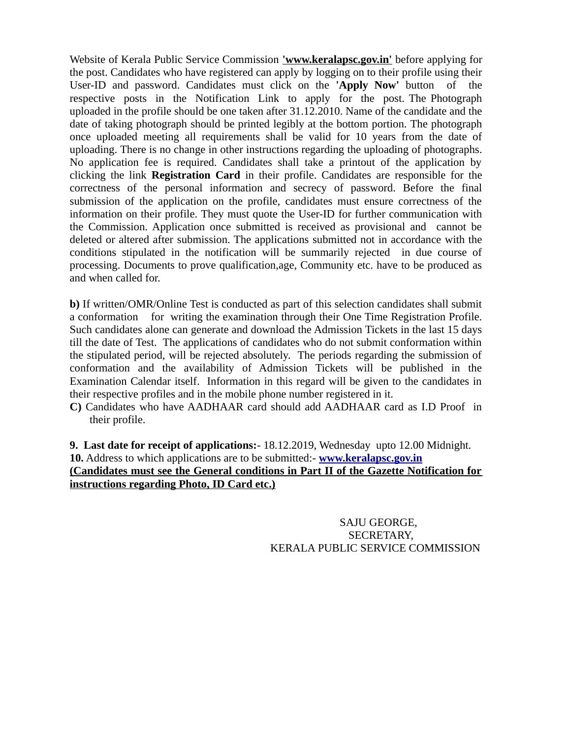Website of Kerala Public Service Commission **'www.keralapsc.gov.in'** before applying for the post. Candidates who have registered can apply by logging on to their profile using their User-ID and password. Candidates must click on the **'Apply Now'** button of the respective posts in the Notification Link to apply for the post. The Photograph uploaded in the profile should be one taken after 31.12.2010. Name of the candidate and the date of taking photograph should be printed legibly at the bottom portion. The photograph once uploaded meeting all requirements shall be valid for 10 years from the date of uploading. There is no change in other instructions regarding the uploading of photographs. No application fee is required. Candidates shall take a printout of the application by clicking the link **Registration Card** in their profile. Candidates are responsible for the correctness of the personal information and secrecy of password. Before the final submission of the application on the profile, candidates must ensure correctness of the information on their profile. They must quote the User-ID for further communication with the Commission. Application once submitted is received as provisional and cannot be deleted or altered after submission. The applications submitted not in accordance with the conditions stipulated in the notification will be summarily rejected in due course of processing. Documents to prove qualification,age, Community etc. have to be produced as and when called for.

**b)** If written/OMR/Online Test is conducted as part of this selection candidates shall submit a conformation for writing the examination through their One Time Registration Profile. Such candidates alone can generate and download the Admission Tickets in the last 15 days till the date of Test. The applications of candidates who do not submit conformation within the stipulated period, will be rejected absolutely. The periods regarding the submission of conformation and the availability of Admission Tickets will be published in the Examination Calendar itself. Information in this regard will be given to the candidates in their respective profiles and in the mobile phone number registered in it.

**C)** Candidates who have AADHAAR card should add AADHAAR card as I.D Proof in their profile.

**9. Last date for receipt of applications:**- 18.12.2019, Wednesday upto 12.00 Midnight.

**10.** Address to which applications are to be submitted:- **www.keralapsc.gov.in**

**(Candidates must see the General conditions in Part II of the Gazette Notification for instructions regarding Photo, ID Card etc.)**

SAJU GEORGE,
SECRETARY,
KERALA PUBLIC SERVICE COMMISSION